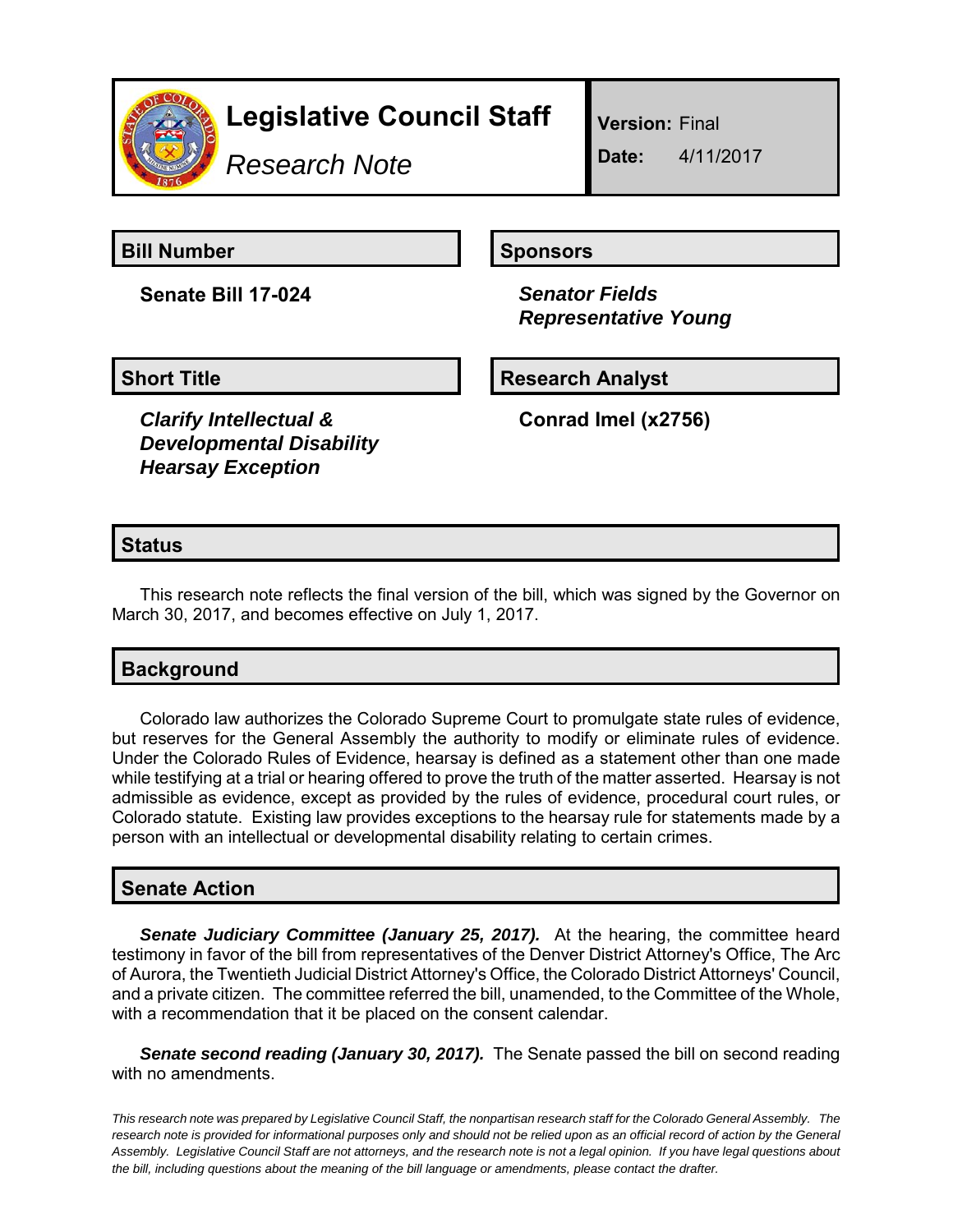# Legislative Council Staff

*Research Note*

**Version:** Final

**Date:** 4/11/2017

## Bill Number

**Senate Bill 17-024**

## Sponsors

***Senator Fields***
***Representative Young***

## Short Title

***Clarify Intellectual & Developmental Disability Hearsay Exception***

## Research Analyst

**Conrad Imel (x2756)**

## Status

This research note reflects the final version of the bill, which was signed by the Governor on March 30, 2017, and becomes effective on July 1, 2017.

## Background

Colorado law authorizes the Colorado Supreme Court to promulgate state rules of evidence, but reserves for the General Assembly the authority to modify or eliminate rules of evidence. Under the Colorado Rules of Evidence, hearsay is defined as a statement other than one made while testifying at a trial or hearing offered to prove the truth of the matter asserted. Hearsay is not admissible as evidence, except as provided by the rules of evidence, procedural court rules, or Colorado statute. Existing law provides exceptions to the hearsay rule for statements made by a person with an intellectual or developmental disability relating to certain crimes.

## Senate Action

***Senate Judiciary Committee (January 25, 2017).*** At the hearing, the committee heard testimony in favor of the bill from representatives of the Denver District Attorney's Office, The Arc of Aurora, the Twentieth Judicial District Attorney's Office, the Colorado District Attorneys' Council, and a private citizen. The committee referred the bill, unamended, to the Committee of the Whole, with a recommendation that it be placed on the consent calendar.

***Senate second reading (January 30, 2017).*** The Senate passed the bill on second reading with no amendments.

*This research note was prepared by Legislative Council Staff, the nonpartisan research staff for the Colorado General Assembly. The research note is provided for informational purposes only and should not be relied upon as an official record of action by the General Assembly. Legislative Council Staff are not attorneys, and the research note is not a legal opinion. If you have legal questions about the bill, including questions about the meaning of the bill language or amendments, please contact the drafter.*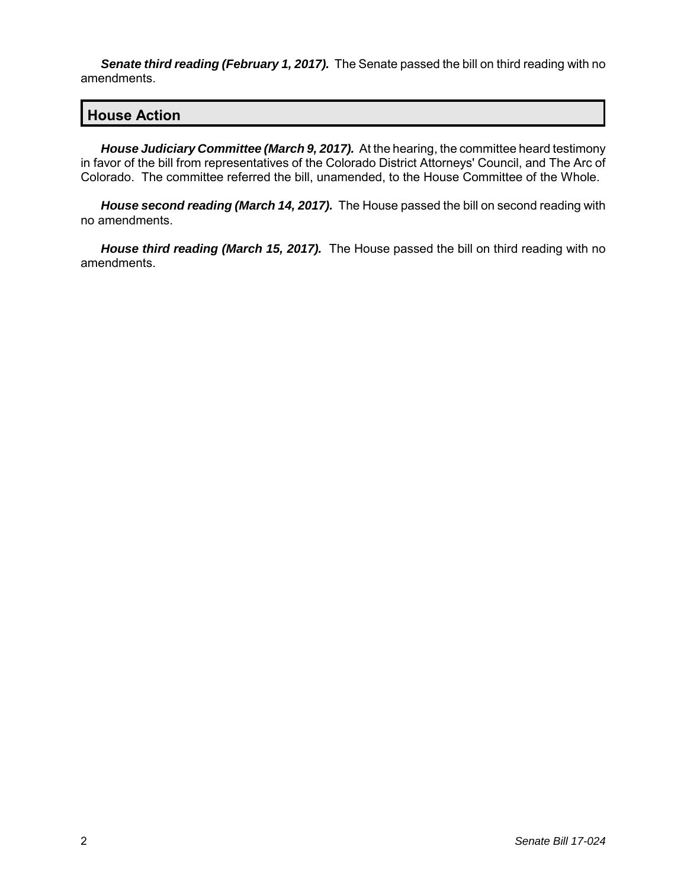***Senate third reading (February 1, 2017).*** The Senate passed the bill on third reading with no amendments.

## House Action

***House Judiciary Committee (March 9, 2017).*** At the hearing, the committee heard testimony in favor of the bill from representatives of the Colorado District Attorneys' Council, and The Arc of Colorado. The committee referred the bill, unamended, to the House Committee of the Whole.

***House second reading (March 14, 2017).*** The House passed the bill on second reading with no amendments.

***House third reading (March 15, 2017).*** The House passed the bill on third reading with no amendments.